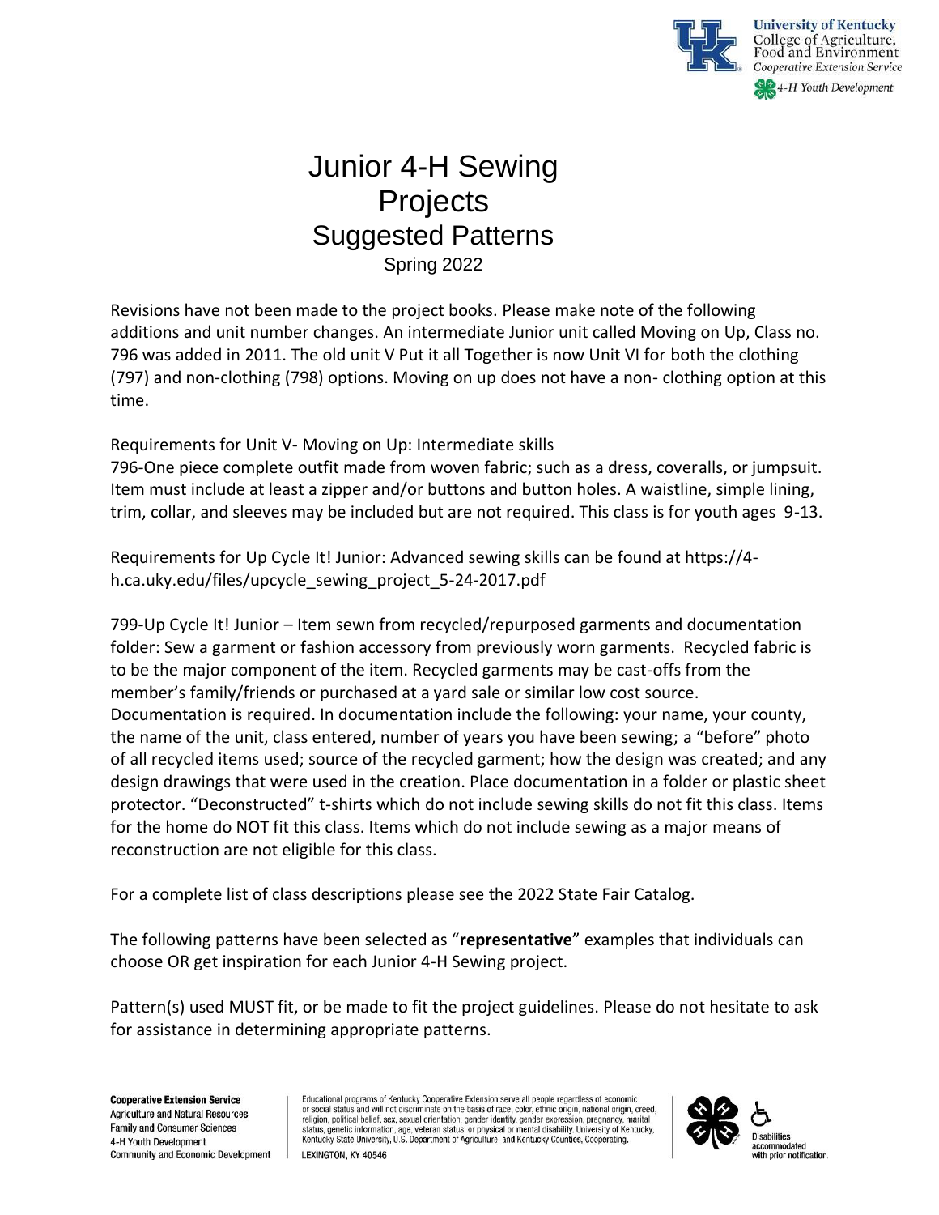# Junior 4-H Sewing Projects

## Suggested Patterns

Spring 2022

Revisions have not been made to the project books. Please make note of the following additions and unit number changes. An intermediate Junior unit called Moving on Up, Class no. 796 was added in 2011. The old unit V Put it all Together is now Unit VI for both the clothing (797) and non-clothing (798) options. Moving on up does not have a non- clothing option at this time.

Requirements for Unit V- Moving on Up: Intermediate skills
796-One piece complete outfit made from woven fabric; such as a dress, coveralls, or jumpsuit. Item must include at least a zipper and/or buttons and button holes. A waistline, simple lining, trim, collar, and sleeves may be included but are not required. This class is for youth ages 9-13.

Requirements for Up Cycle It! Junior: Advanced sewing skills can be found at https://4-h.ca.uky.edu/files/upcycle_sewing_project_5-24-2017.pdf

799-Up Cycle It! Junior – Item sewn from recycled/repurposed garments and documentation folder: Sew a garment or fashion accessory from previously worn garments. Recycled fabric is to be the major component of the item. Recycled garments may be cast-offs from the member's family/friends or purchased at a yard sale or similar low cost source. Documentation is required. In documentation include the following: your name, your county, the name of the unit, class entered, number of years you have been sewing; a "before" photo of all recycled items used; source of the recycled garment; how the design was created; and any design drawings that were used in the creation. Place documentation in a folder or plastic sheet protector. "Deconstructed" t-shirts which do not include sewing skills do not fit this class. Items for the home do NOT fit this class. Items which do not include sewing as a major means of reconstruction are not eligible for this class.

For a complete list of class descriptions please see the 2022 State Fair Catalog.

The following patterns have been selected as "**representative**" examples that individuals can choose OR get inspiration for each Junior 4-H Sewing project.

Pattern(s) used MUST fit, or be made to fit the project guidelines. Please do not hesitate to ask for assistance in determining appropriate patterns.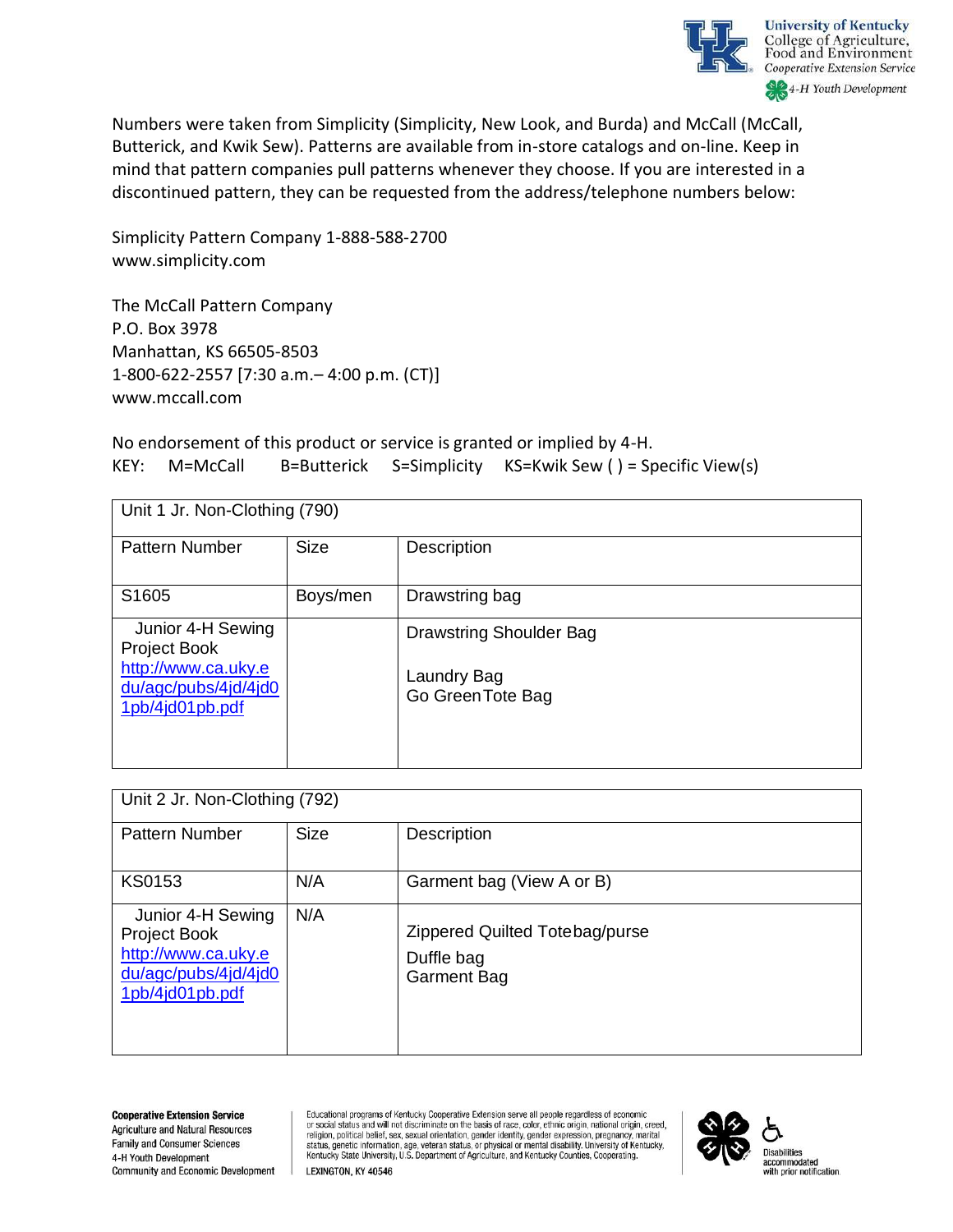Numbers were taken from Simplicity (Simplicity, New Look, and Burda) and McCall (McCall, Butterick, and Kwik Sew). Patterns are available from in-store catalogs and on-line. Keep in mind that pattern companies pull patterns whenever they choose. If you are interested in a discontinued pattern, they can be requested from the address/telephone numbers below:

Simplicity Pattern Company 1-888-588-2700
www.simplicity.com

The McCall Pattern Company
P.O. Box 3978
Manhattan, KS 66505-8503
1-800-622-2557 [7:30 a.m.– 4:00 p.m. (CT)]
www.mccall.com

No endorsement of this product or service is granted or implied by 4-H.
KEY: M=McCall B=Butterick S=Simplicity KS=Kwik Sew ( ) = Specific View(s)

| Unit 1 Jr. Non-Clothing (790) | | |
|---|---|---|
| Pattern Number | Size | Description |
| S1605 | Boys/men | Drawstring bag |
| Junior 4-H Sewing Project Book http://www.ca.uky.edu/agc/pubs/4jd/4jd01pb/4jd01pb.pdf | | Drawstring Shoulder Bag<br><br>Laundry Bag<br>Go Green Tote Bag |

| Unit 2 Jr. Non-Clothing (792) | | |
|---|---|---|
| Pattern Number | Size | Description |
| KS0153 | N/A | Garment bag (View A or B) |
| Junior 4-H Sewing Project Book http://www.ca.uky.edu/agc/pubs/4jd/4jd01pb/4jd01pb.pdf | N/A | Zippered Quilted Totebag/purse<br>Duffle bag<br>Garment Bag |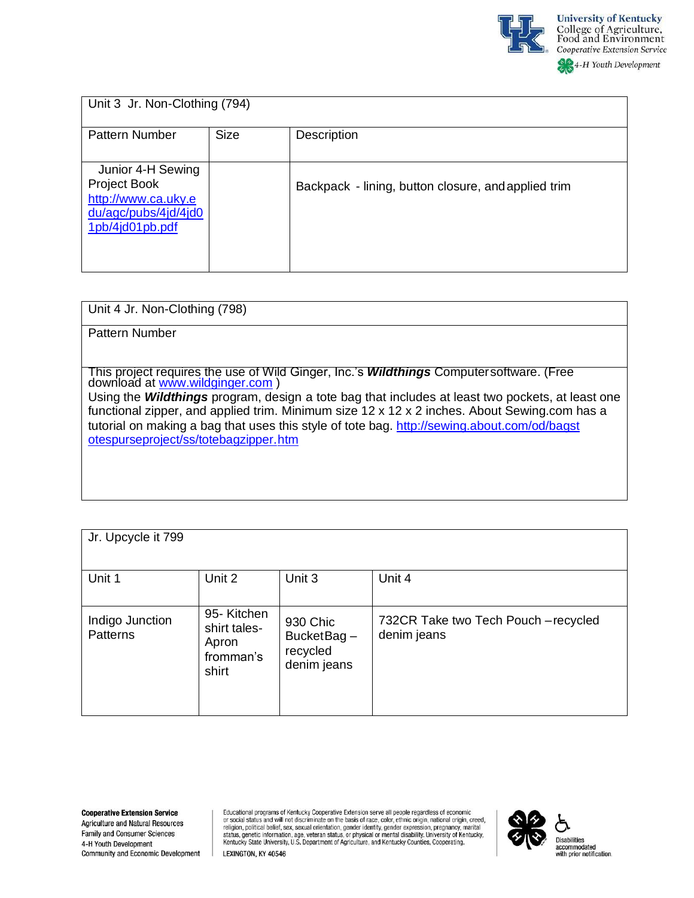| Unit 3 Jr. Non-Clothing (794) | | |
|---|---|---|
| Pattern Number | Size | Description |
| Junior 4-H Sewing Project Book http://www.ca.uky.edu/agc/pubs/4jd/4jd01pb/4jd01pb.pdf | | Backpack - lining, button closure, and applied trim |

| Unit 4 Jr. Non-Clothing (798) |
|---|
| Pattern Number |
| This project requires the use of Wild Ginger, Inc.'s ***Wildthings*** Computer software. (Free download at www.wildginger.com ) Using the ***Wildthings*** program, design a tote bag that includes at least two pockets, at least one functional zipper, and applied trim. Minimum size 12 x 12 x 2 inches. About Sewing.com has a tutorial on making a bag that uses this style of tote bag. http://sewing.about.com/od/bagstotespurseproject/ss/totebagzipper.htm |

| Jr. Upcycle it 799 | | | |
|---|---|---|---|
| Unit 1 | Unit 2 | Unit 3 | Unit 4 |
| Indigo Junction Patterns | 95- Kitchen shirt tales-Apron fromman's shirt | 930 Chic Bucket Bag – recycled denim jeans | 732CR Take two Tech Pouch – recycled denim jeans |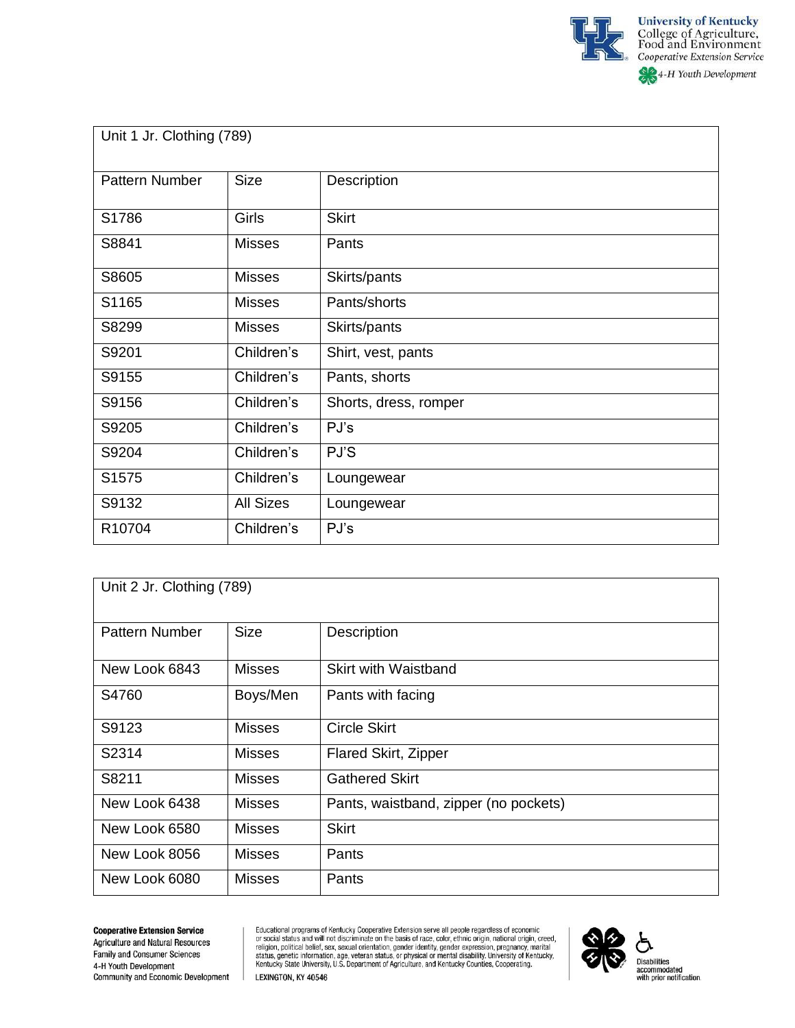| Unit 1 Jr. Clothing (789) | | |
|---|---|---|
| Pattern Number | Size | Description |
| S1786 | Girls | Skirt |
| S8841 | Misses | Pants |
| S8605 | Misses | Skirts/pants |
| S1165 | Misses | Pants/shorts |
| S8299 | Misses | Skirts/pants |
| S9201 | Children's | Shirt, vest, pants |
| S9155 | Children's | Pants, shorts |
| S9156 | Children's | Shorts, dress, romper |
| S9205 | Children's | PJ's |
| S9204 | Children's | PJ'S |
| S1575 | Children's | Loungewear |
| S9132 | All Sizes | Loungewear |
| R10704 | Children's | PJ's |

| Unit 2 Jr. Clothing (789) | | |
|---|---|---|
| Pattern Number | Size | Description |
| New Look 6843 | Misses | Skirt with Waistband |
| S4760 | Boys/Men | Pants with facing |
| S9123 | Misses | Circle Skirt |
| S2314 | Misses | Flared Skirt, Zipper |
| S8211 | Misses | Gathered Skirt |
| New Look 6438 | Misses | Pants, waistband, zipper (no pockets) |
| New Look 6580 | Misses | Skirt |
| New Look 8056 | Misses | Pants |
| New Look 6080 | Misses | Pants |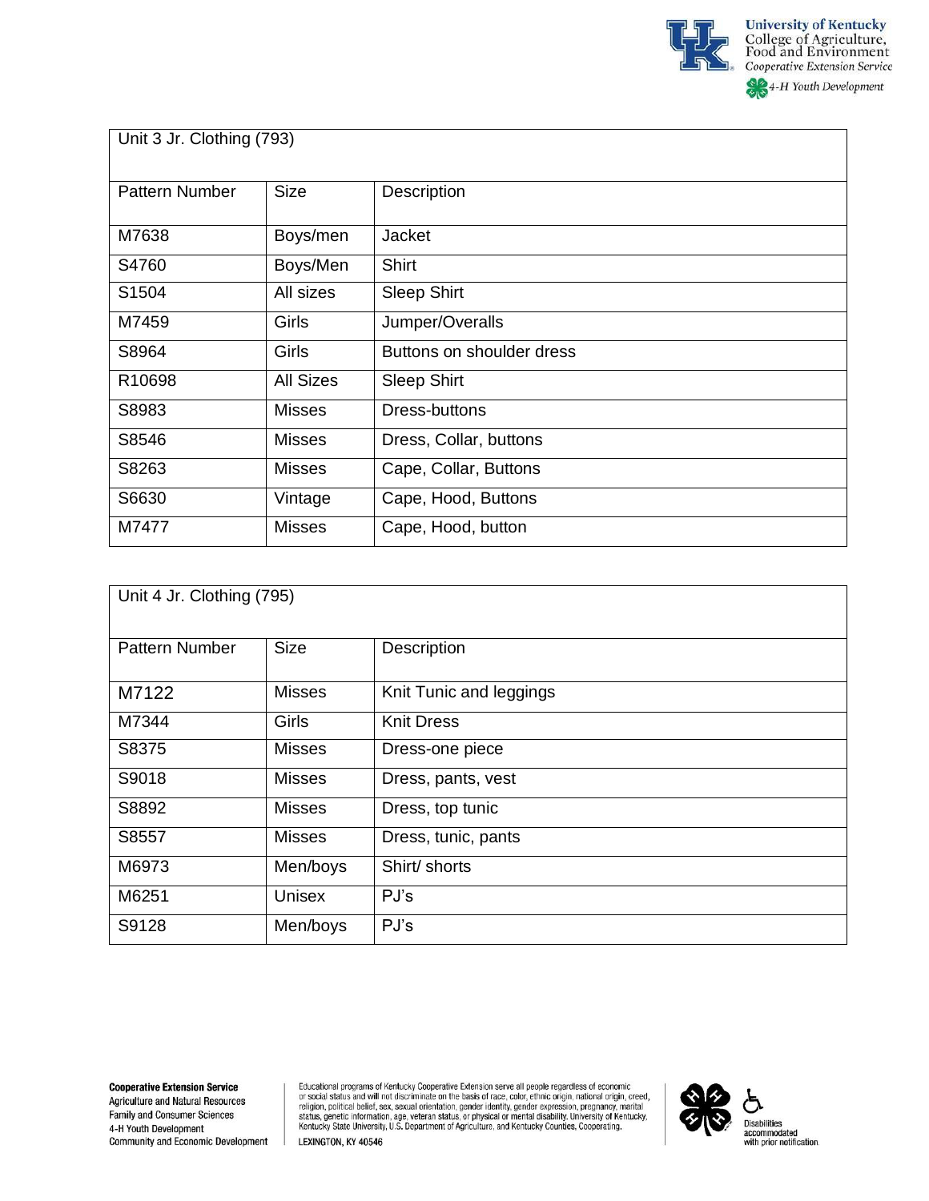| Unit 3 Jr. Clothing (793) | | |
|---|---|---|
| Pattern Number | Size | Description |
| M7638 | Boys/men | Jacket |
| S4760 | Boys/Men | Shirt |
| S1504 | All sizes | Sleep Shirt |
| M7459 | Girls | Jumper/Overalls |
| S8964 | Girls | Buttons on shoulder dress |
| R10698 | All Sizes | Sleep Shirt |
| S8983 | Misses | Dress-buttons |
| S8546 | Misses | Dress, Collar, buttons |
| S8263 | Misses | Cape, Collar, Buttons |
| S6630 | Vintage | Cape, Hood, Buttons |
| M7477 | Misses | Cape, Hood, button |

| Unit 4 Jr. Clothing (795) | | |
|---|---|---|
| Pattern Number | Size | Description |
| M7122 | Misses | Knit Tunic and leggings |
| M7344 | Girls | Knit Dress |
| S8375 | Misses | Dress-one piece |
| S9018 | Misses | Dress, pants, vest |
| S8892 | Misses | Dress, top tunic |
| S8557 | Misses | Dress, tunic, pants |
| M6973 | Men/boys | Shirt/ shorts |
| M6251 | Unisex | PJ's |
| S9128 | Men/boys | PJ's |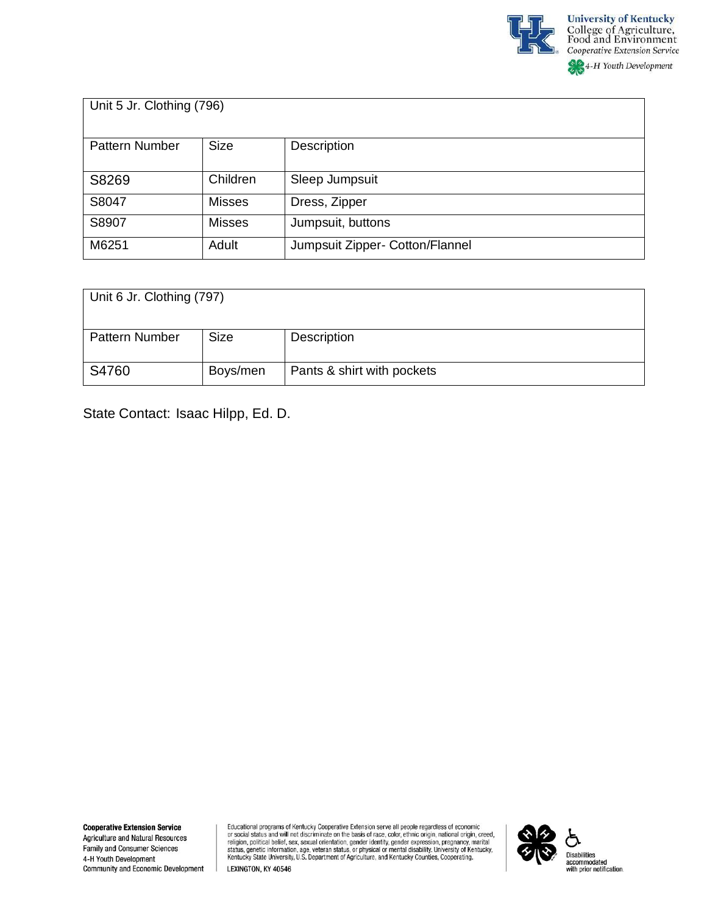| Unit 5 Jr. Clothing (796) | | |
|---|---|---|
| Pattern Number | Size | Description |
| S8269 | Children | Sleep Jumpsuit |
| S8047 | Misses | Dress, Zipper |
| S8907 | Misses | Jumpsuit, buttons |
| M6251 | Adult | Jumpsuit Zipper- Cotton/Flannel |

| Unit 6 Jr. Clothing (797) | | |
|---|---|---|
| Pattern Number | Size | Description |
| S4760 | Boys/men | Pants & shirt with pockets |

State Contact: Isaac Hilpp, Ed. D.